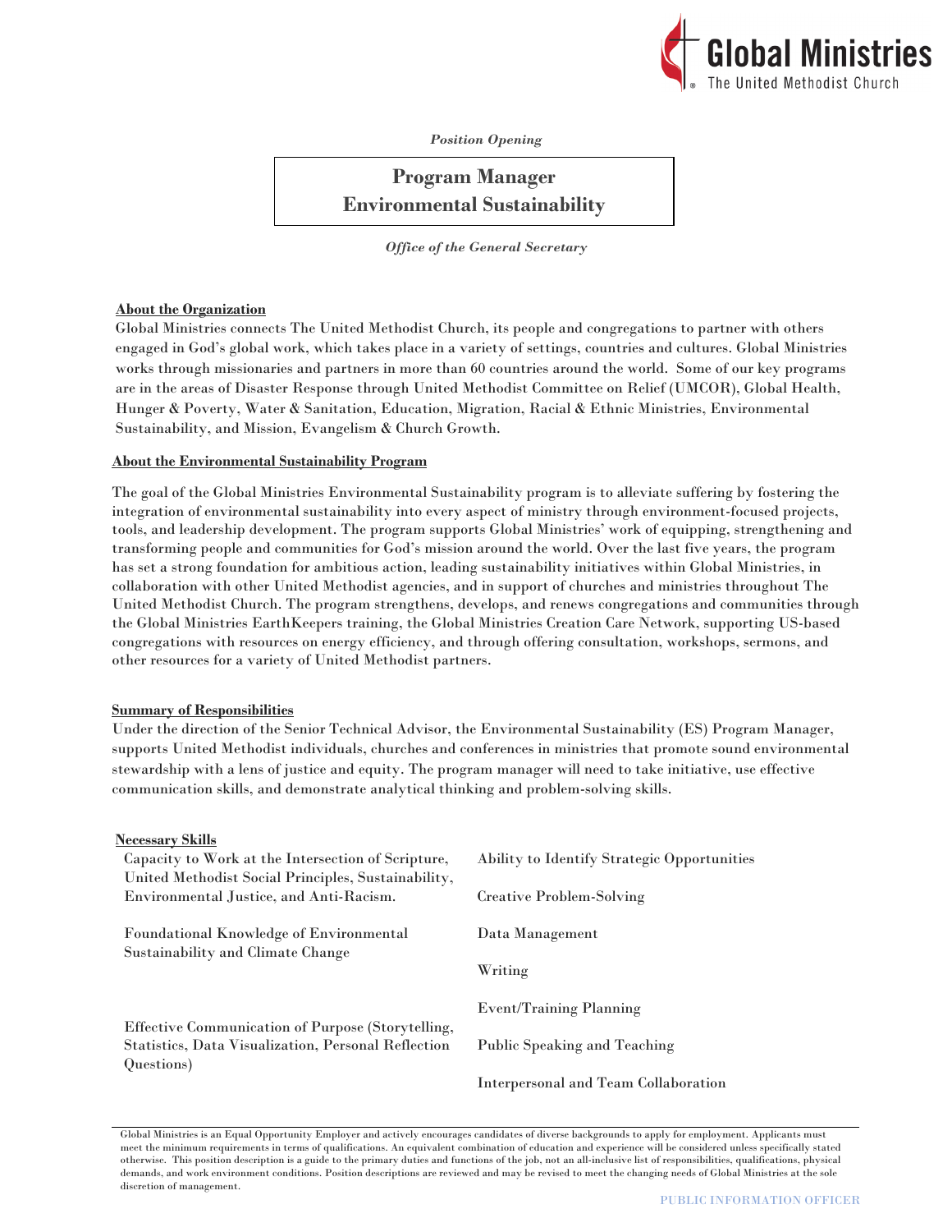Global Ministries
The United Methodist Church

*Position Opening*

# Program Manager
# Environmental Sustainability

*Office of the General Secretary*

**About the Organization**

Global Ministries connects The United Methodist Church, its people and congregations to partner with others engaged in God's global work, which takes place in a variety of settings, countries and cultures. Global Ministries works through missionaries and partners in more than 60 countries around the world. Some of our key programs are in the areas of Disaster Response through United Methodist Committee on Relief (UMCOR), Global Health, Hunger & Poverty, Water & Sanitation, Education, Migration, Racial & Ethnic Ministries, Environmental Sustainability, and Mission, Evangelism & Church Growth.

**About the Environmental Sustainability Program**

The goal of the Global Ministries Environmental Sustainability program is to alleviate suffering by fostering the integration of environmental sustainability into every aspect of ministry through environment-focused projects, tools, and leadership development. The program supports Global Ministries' work of equipping, strengthening and transforming people and communities for God's mission around the world. Over the last five years, the program has set a strong foundation for ambitious action, leading sustainability initiatives within Global Ministries, in collaboration with other United Methodist agencies, and in support of churches and ministries throughout The United Methodist Church. The program strengthens, develops, and renews congregations and communities through the Global Ministries EarthKeepers training, the Global Ministries Creation Care Network, supporting US-based congregations with resources on energy efficiency, and through offering consultation, workshops, sermons, and other resources for a variety of United Methodist partners.

**Summary of Responsibilities**

Under the direction of the Senior Technical Advisor, the Environmental Sustainability (ES) Program Manager, supports United Methodist individuals, churches and conferences in ministries that promote sound environmental stewardship with a lens of justice and equity. The program manager will need to take initiative, use effective communication skills, and demonstrate analytical thinking and problem-solving skills.

**Necessary Skills**

- Capacity to Work at the Intersection of Scripture, United Methodist Social Principles, Sustainability, Environmental Justice, and Anti-Racism.
- Foundational Knowledge of Environmental Sustainability and Climate Change
- Effective Communication of Purpose (Storytelling, Statistics, Data Visualization, Personal Reflection Questions)
- Ability to Identify Strategic Opportunities
- Creative Problem-Solving
- Data Management
- Writing
- Event/Training Planning
- Public Speaking and Teaching
- Interpersonal and Team Collaboration

Global Ministries is an Equal Opportunity Employer and actively encourages candidates of diverse backgrounds to apply for employment. Applicants must meet the minimum requirements in terms of qualifications. An equivalent combination of education and experience will be considered unless specifically stated otherwise. This position description is a guide to the primary duties and functions of the job, not an all-inclusive list of responsibilities, qualifications, physical demands, and work environment conditions. Position descriptions are reviewed and may be revised to meet the changing needs of Global Ministries at the sole discretion of management.

PUBLIC INFORMATION OFFICER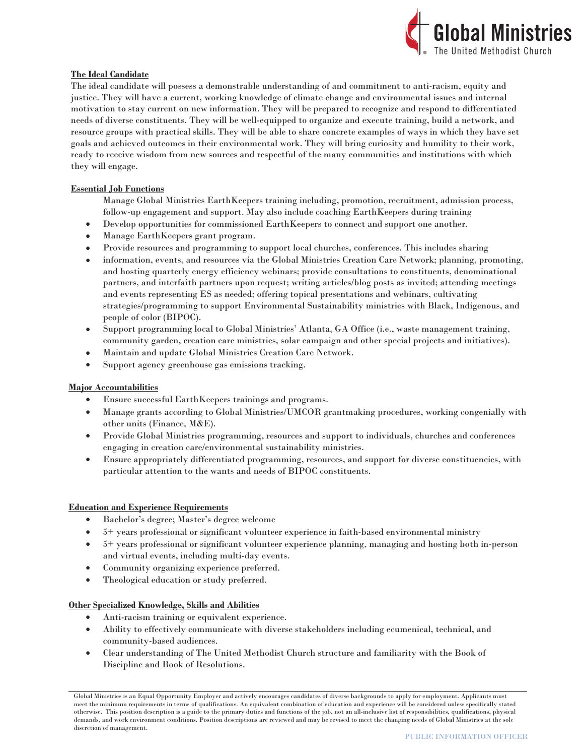## The Ideal Candidate

The ideal candidate will possess a demonstrable understanding of and commitment to anti-racism, equity and justice. They will have a current, working knowledge of climate change and environmental issues and internal motivation to stay current on new information. They will be prepared to recognize and respond to differentiated needs of diverse constituents. They will be well-equipped to organize and execute training, build a network, and resource groups with practical skills. They will be able to share concrete examples of ways in which they have set goals and achieved outcomes in their environmental work. They will bring curiosity and humility to their work, ready to receive wisdom from new sources and respectful of the many communities and institutions with which they will engage.

## Essential Job Functions

Manage Global Ministries EarthKeepers training including, promotion, recruitment, admission process, follow-up engagement and support. May also include coaching EarthKeepers during training

- Develop opportunities for commissioned EarthKeepers to connect and support one another.
- Manage EarthKeepers grant program.
- Provide resources and programming to support local churches, conferences. This includes sharing
- information, events, and resources via the Global Ministries Creation Care Network; planning, promoting, and hosting quarterly energy efficiency webinars; provide consultations to constituents, denominational partners, and interfaith partners upon request; writing articles/blog posts as invited; attending meetings and events representing ES as needed; offering topical presentations and webinars, cultivating strategies/programming to support Environmental Sustainability ministries with Black, Indigenous, and people of color (BIPOC).
- Support programming local to Global Ministries' Atlanta, GA Office (i.e., waste management training, community garden, creation care ministries, solar campaign and other special projects and initiatives).
- Maintain and update Global Ministries Creation Care Network.
- Support agency greenhouse gas emissions tracking.

## Major Accountabilities

- Ensure successful EarthKeepers trainings and programs.
- Manage grants according to Global Ministries/UMCOR grantmaking procedures, working congenially with other units (Finance, M&E).
- Provide Global Ministries programming, resources and support to individuals, churches and conferences engaging in creation care/environmental sustainability ministries.
- Ensure appropriately differentiated programming, resources, and support for diverse constituencies, with particular attention to the wants and needs of BIPOC constituents.

## Education and Experience Requirements

- Bachelor's degree; Master's degree welcome
- 5+ years professional or significant volunteer experience in faith-based environmental ministry
- 5+ years professional or significant volunteer experience planning, managing and hosting both in-person and virtual events, including multi-day events.
- Community organizing experience preferred.
- Theological education or study preferred.

## Other Specialized Knowledge, Skills and Abilities

- Anti-racism training or equivalent experience.
- Ability to effectively communicate with diverse stakeholders including ecumenical, technical, and community-based audiences.
- Clear understanding of The United Methodist Church structure and familiarity with the Book of Discipline and Book of Resolutions.

Global Ministries is an Equal Opportunity Employer and actively encourages candidates of diverse backgrounds to apply for employment. Applicants must meet the minimum requirements in terms of qualifications. An equivalent combination of education and experience will be considered unless specifically stated otherwise. This position description is a guide to the primary duties and functions of the job, not an all-inclusive list of responsibilities, qualifications, physical demands, and work environment conditions. Position descriptions are reviewed and may be revised to meet the changing needs of Global Ministries at the sole discretion of management.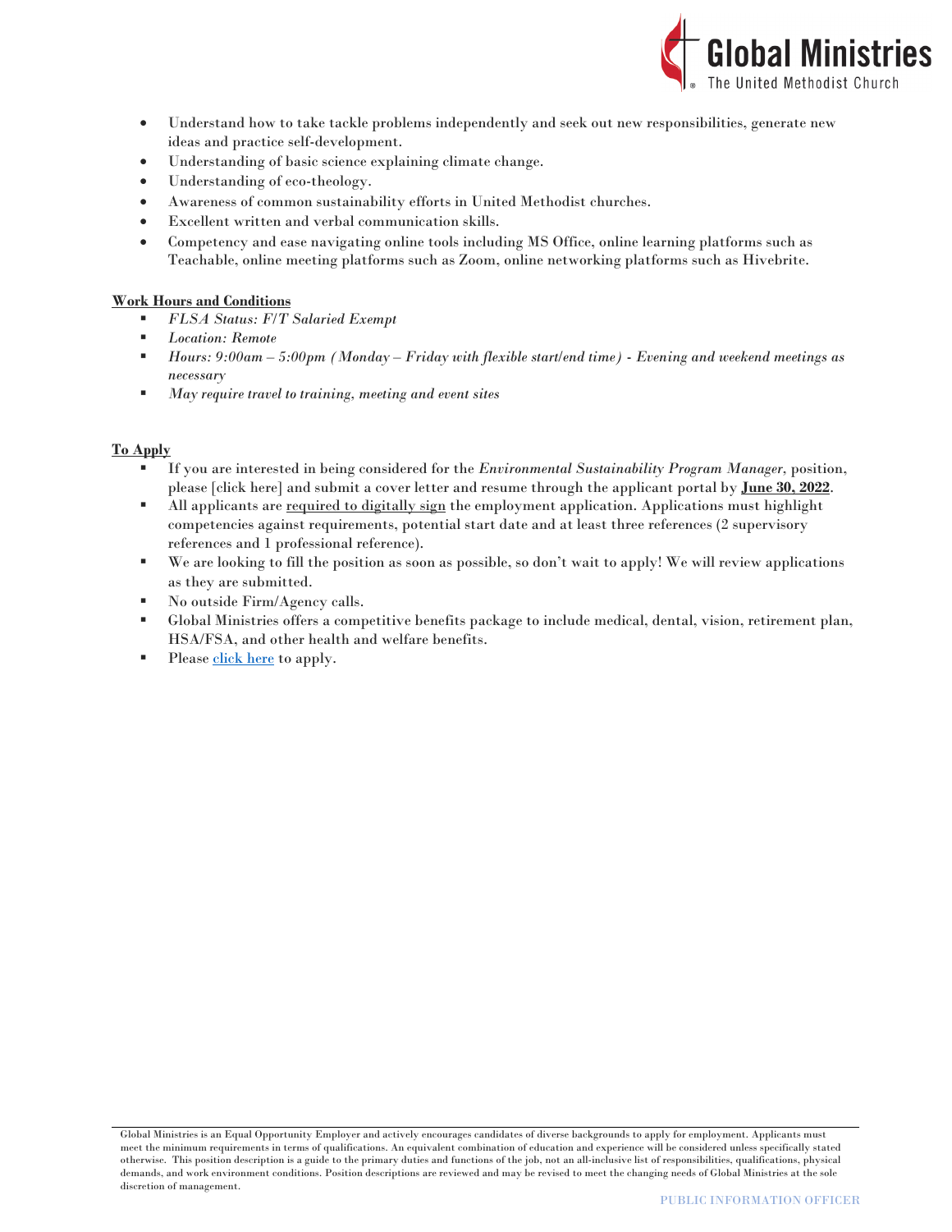- Understand how to take tackle problems independently and seek out new responsibilities, generate new ideas and practice self-development.
- Understanding of basic science explaining climate change.
- Understanding of eco-theology.
- Awareness of common sustainability efforts in United Methodist churches.
- Excellent written and verbal communication skills.
- Competency and ease navigating online tools including MS Office, online learning platforms such as Teachable, online meeting platforms such as Zoom, online networking platforms such as Hivebrite.

**Work Hours and Conditions**

- *FLSA Status: F/T Salaried Exempt*
- *Location: Remote*
- *Hours: 9:00am – 5:00pm (Monday – Friday with flexible start/end time) - Evening and weekend meetings as necessary*
- *May require travel to training, meeting and event sites*

**To Apply**

- If you are interested in being considered for the *Environmental Sustainability Program Manager*, position, please [click here] and submit a cover letter and resume through the applicant portal by **June 30, 2022**.
- All applicants are required to digitally sign the employment application. Applications must highlight competencies against requirements, potential start date and at least three references (2 supervisory references and 1 professional reference).
- We are looking to fill the position as soon as possible, so don't wait to apply! We will review applications as they are submitted.
- No outside Firm/Agency calls.
- Global Ministries offers a competitive benefits package to include medical, dental, vision, retirement plan, HSA/FSA, and other health and welfare benefits.
- Please click here to apply.

Global Ministries is an Equal Opportunity Employer and actively encourages candidates of diverse backgrounds to apply for employment. Applicants must meet the minimum requirements in terms of qualifications. An equivalent combination of education and experience will be considered unless specifically stated otherwise. This position description is a guide to the primary duties and functions of the job, not an all-inclusive list of responsibilities, qualifications, physical demands, and work environment conditions. Position descriptions are reviewed and may be revised to meet the changing needs of Global Ministries at the sole discretion of management.